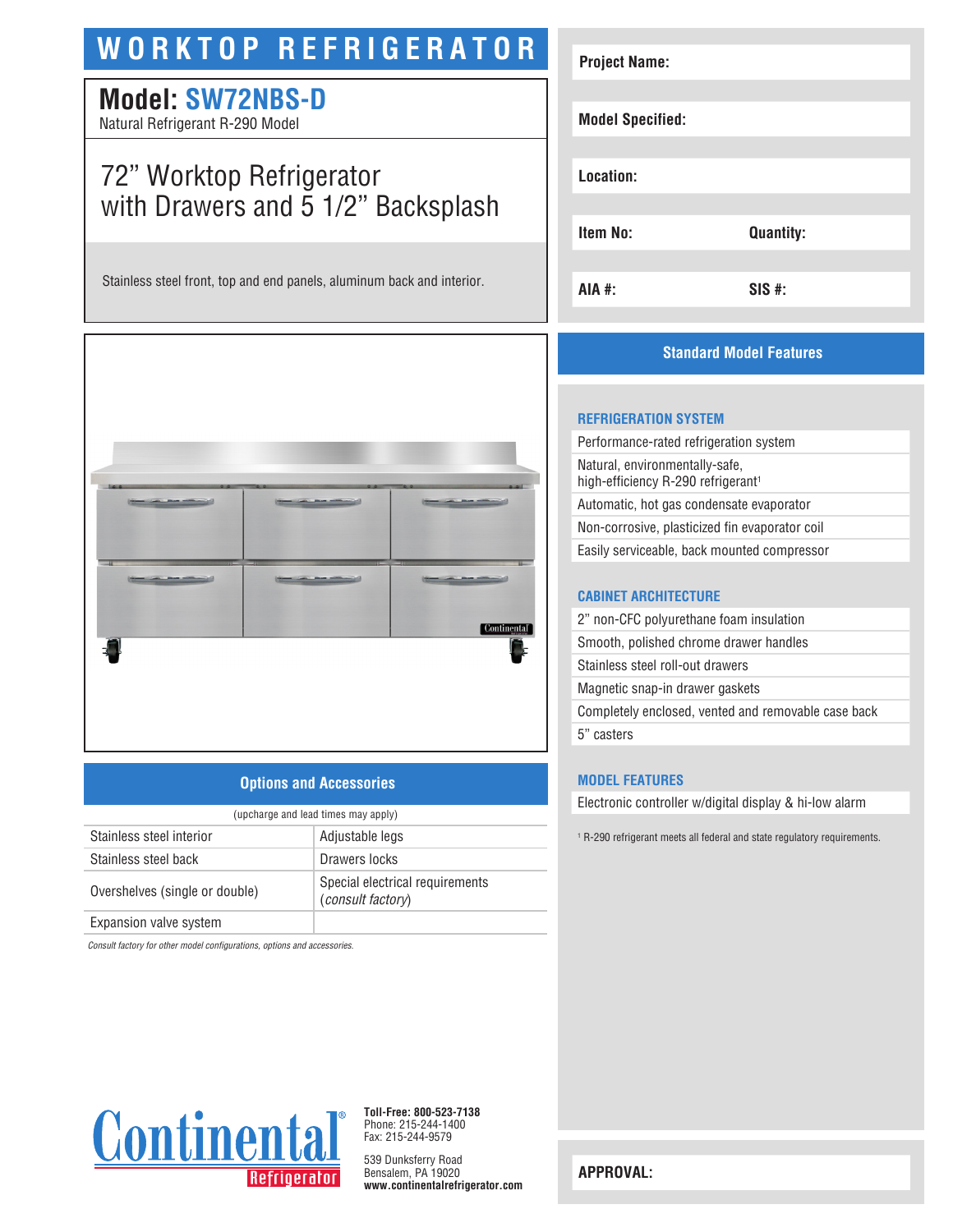# WORKTOP REFRIGERATOR

## Model: SW72NBS-D

Natural Refrigerant R-290 Model

### 72” Worktop Refrigerator with Drawers and 5 1/2” Backsplash

Stainless steel front, top and end panels, aluminum back and interior.

| | |
|---|---|
| **Project Name:** | |
| **Model Specified:** | |
| **Location:** | |
| **Item No:** | **Quantity:** |
| **AIA #:** | **SIS #:** |

## Standard Model Features

### REFRIGERATION SYSTEM

- Performance-rated refrigeration system
- Natural, environmentally-safe, high-efficiency R-290 refrigerant[1]
- Automatic, hot gas condensate evaporator
- Non-corrosive, plasticized fin evaporator coil
- Easily serviceable, back mounted compressor

### CABINET ARCHITECTURE

- 2” non-CFC polyurethane foam insulation
- Smooth, polished chrome drawer handles
- Stainless steel roll-out drawers
- Magnetic snap-in drawer gaskets
- Completely enclosed, vented and removable case back
- 5” casters

### MODEL FEATURES

- Electronic controller w/digital display & hi-low alarm

[1] R-290 refrigerant meets all federal and state regulatory requirements.

## Options and Accessories

(upcharge and lead times may apply)

| | |
|---|---|
| Stainless steel interior | Adjustable legs |
| Stainless steel back | Drawers locks |
| Overshelves (single or double) | Special electrical requirements (*consult factory*) |
| Expansion valve system | |

*Consult factory for other model configurations, options and accessories.*

**Continental Refrigerator**

**Toll-Free: 800-523-7138**
Phone: 215-244-1400
Fax: 215-244-9579

539 Dunksferry Road
Bensalem, PA 19020
**www.continentalrefrigerator.com**

**APPROVAL:**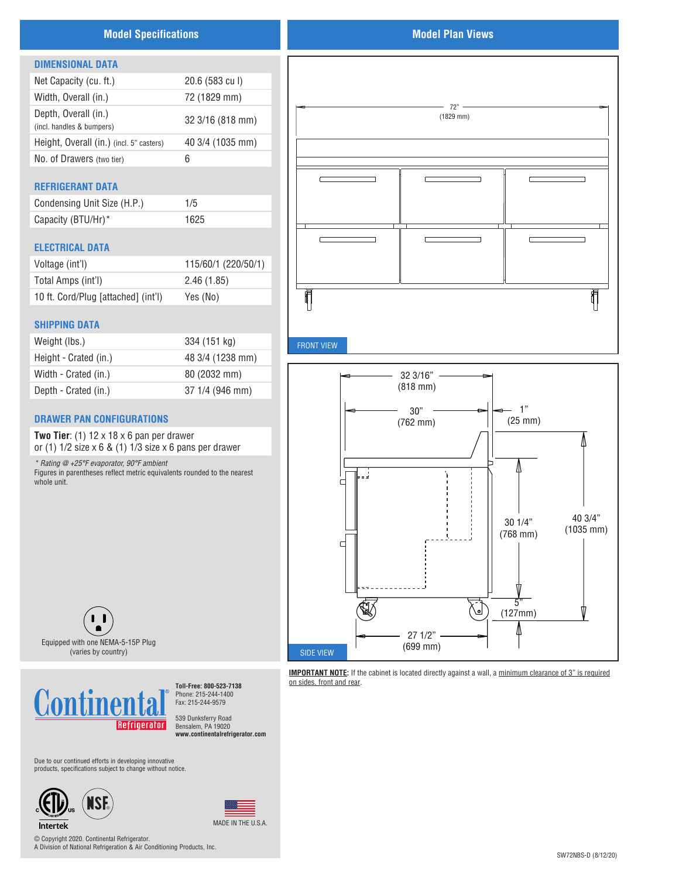## Model Specifications

### DIMENSIONAL DATA

| | |
|---|---|
| Net Capacity (cu. ft.) | 20.6 (583 cu l) |
| Width, Overall (in.) | 72 (1829 mm) |
| Depth, Overall (in.) (incl. handles & bumpers) | 32 3/16 (818 mm) |
| Height, Overall (in.) (incl. 5" casters) | 40 3/4 (1035 mm) |
| No. of Drawers (two tier) | 6 |

### REFRIGERANT DATA

| | |
|---|---|
| Condensing Unit Size (H.P.) | 1/5 |
| Capacity (BTU/Hr)* | 1625 |

### ELECTRICAL DATA

| | |
|---|---|
| Voltage (int'l) | 115/60/1 (220/50/1) |
| Total Amps (int'l) | 2.46 (1.85) |
| 10 ft. Cord/Plug [attached] (int'l) | Yes (No) |

### SHIPPING DATA

| | |
|---|---|
| Weight (lbs.) | 334 (151 kg) |
| Height - Crated (in.) | 48 3/4 (1238 mm) |
| Width - Crated (in.) | 80 (2032 mm) |
| Depth - Crated (in.) | 37 1/4 (946 mm) |

### DRAWER PAN CONFIGURATIONS

**Two Tier**: (1) 12 x 18 x 6 pan per drawer
or (1) 1/2 size x 6 & (1) 1/3 size x 6 pans per drawer

*\* Rating @ +25°F evaporator, 90°F ambient*
Figures in parentheses reflect metric equivalents rounded to the nearest whole unit.

Equipped with one NEMA-5-15P Plug (varies by country)

## Model Plan Views

72"
(1829 mm)

FRONT VIEW

32 3/16"
(818 mm)
30"
(762 mm)
1"
(25 mm)
30 1/4"
(768 mm)
40 3/4"
(1035 mm)
5"
(127mm)
27 1/2"
(699 mm)

SIDE VIEW

**IMPORTANT NOTE:** If the cabinet is located directly against a wall, a minimum clearance of 3" is required on sides, front and rear.

Continental® Refrigerator

**Toll-Free: 800-523-7138**
Phone: 215-244-1400
Fax: 215-244-9579

539 Dunksferry Road
Bensalem, PA 19020
**www.continentalrefrigerator.com**

Due to our continued efforts in developing innovative products, specifications subject to change without notice.

Intertek

MADE IN THE U.S.A.

© Copyright 2020. Continental Refrigerator.
A Division of National Refrigeration & Air Conditioning Products, Inc.

SW72NBS-D (8/12/20)